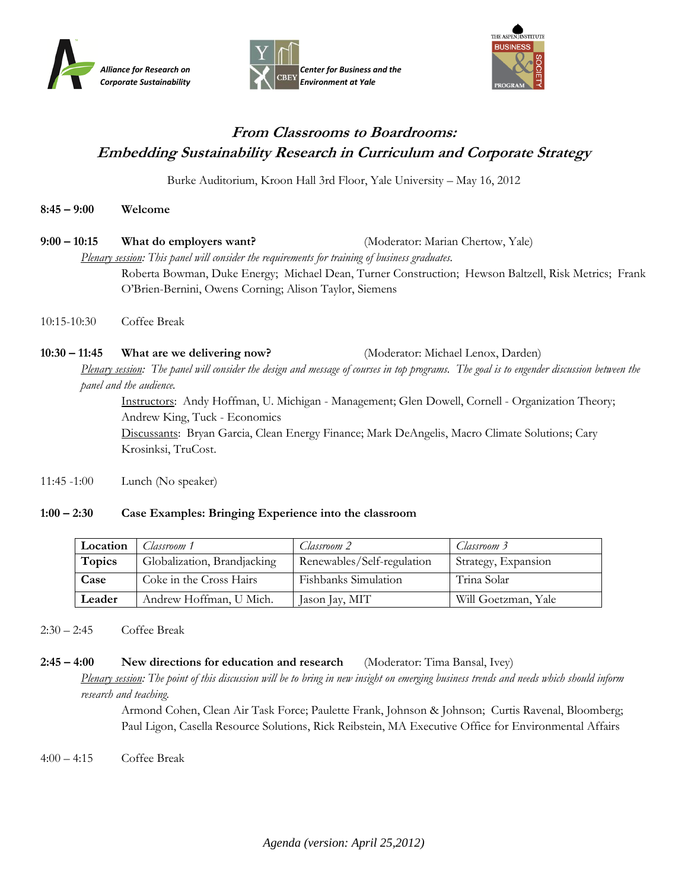Alliance for Research on Corporate Sustainability

Center for Business and the Environment at Yale

THE ASPEN INSTITUTE BUSINESS & SOCIETY PROGRAM

# *From Classrooms to Boardrooms: Embedding Sustainability Research in Curriculum and Corporate Strategy*

Burke Auditorium, Kroon Hall 3rd Floor, Yale University – May 16, 2012

**8:45 – 9:00** **Welcome**

**9:00 – 10:15** **What do employers want?** (Moderator: Marian Chertow, Yale)

*Plenary session: This panel will consider the requirements for training of business graduates.*

Roberta Bowman, Duke Energy; Michael Dean, Turner Construction; Hewson Baltzell, Risk Metrics; Frank O'Brien-Bernini, Owens Corning; Alison Taylor, Siemens

10:15-10:30 Coffee Break

**10:30 – 11:45** **What are we delivering now?** (Moderator: Michael Lenox, Darden)

*Plenary session: The panel will consider the design and message of courses in top programs. The goal is to engender discussion between the panel and the audience.*

Instructors: Andy Hoffman, U. Michigan - Management; Glen Dowell, Cornell - Organization Theory; Andrew King, Tuck - Economics

Discussants: Bryan Garcia, Clean Energy Finance; Mark DeAngelis, Macro Climate Solutions; Cary Krosinksi, TruCost.

11:45 -1:00 Lunch (No speaker)

**1:00 – 2:30** **Case Examples: Bringing Experience into the classroom**

| **Location** | *Classroom 1* | *Classroom 2* | *Classroom 3* |
|---|---|---|---|
| **Topics** | Globalization, Brandjacking | Renewables/Self-regulation | Strategy, Expansion |
| **Case** | Coke in the Cross Hairs | Fishbanks Simulation | Trina Solar |
| **Leader** | Andrew Hoffman, U Mich. | Jason Jay, MIT | Will Goetzman, Yale |

2:30 – 2:45 Coffee Break

**2:45 – 4:00** **New directions for education and research** (Moderator: Tima Bansal, Ivey)

*Plenary session: The point of this discussion will be to bring in new insight on emerging business trends and needs which should inform research and teaching.*

Armond Cohen, Clean Air Task Force; Paulette Frank, Johnson & Johnson; Curtis Ravenal, Bloomberg; Paul Ligon, Casella Resource Solutions, Rick Reibstein, MA Executive Office for Environmental Affairs

4:00 – 4:15 Coffee Break

*Agenda (version: April 25,2012)*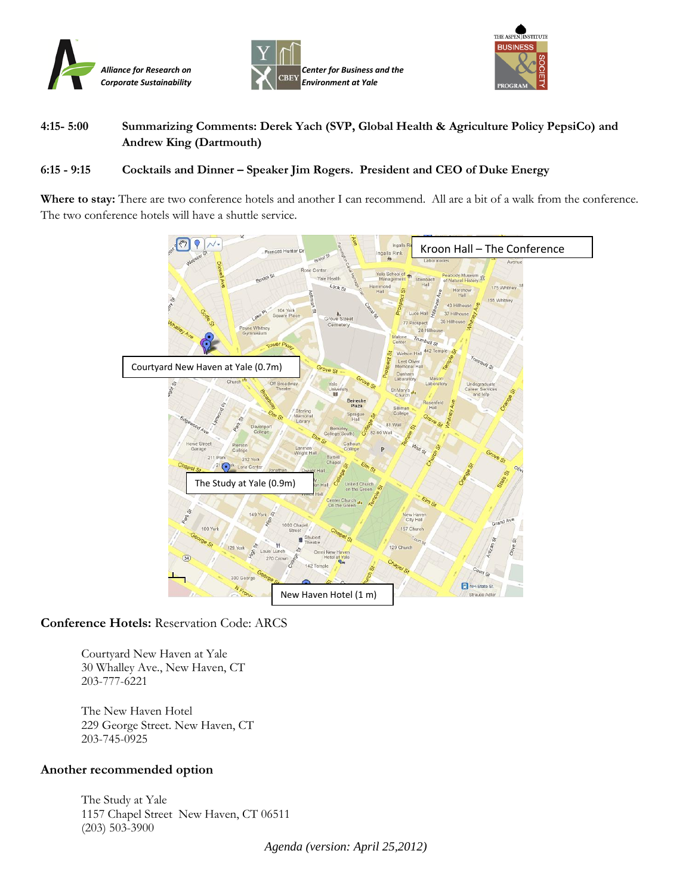Alliance for Research on Corporate Sustainability

Center for Business and the Environment at Yale

THE ASPEN INSTITUTE BUSINESS & SOCIETY PROGRAM

**4:15- 5:00** **Summarizing Comments: Derek Yach (SVP, Global Health & Agriculture Policy PepsiCo) and Andrew King (Dartmouth)**

**6:15 - 9:15** **Cocktails and Dinner – Speaker Jim Rogers. President and CEO of Duke Energy**

**Where to stay:** There are two conference hotels and another I can recommend. All are a bit of a walk from the conference. The two conference hotels will have a shuttle service.

Kroon Hall – The Conference

Courtyard New Haven at Yale (0.7m)

The Study at Yale (0.9m)

New Haven Hotel (1 m)

**Conference Hotels:** Reservation Code: ARCS

Courtyard New Haven at Yale
30 Whalley Ave., New Haven, CT
203-777-6221

The New Haven Hotel
229 George Street. New Haven, CT
203-745-0925

## Another recommended option

The Study at Yale
1157 Chapel Street New Haven, CT 06511
(203) 503-3900

*Agenda (version: April 25,2012)*